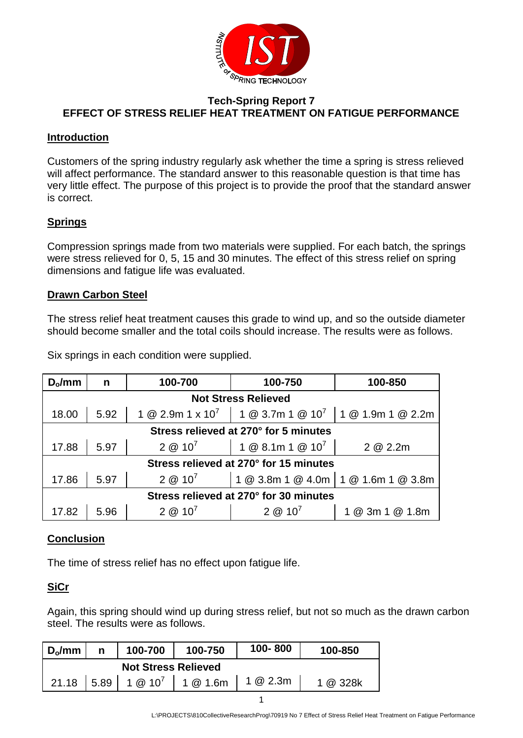# Tech-Spring Report 7
# EFFECT OF STRESS RELIEF HEAT TREATMENT ON FATIGUE PERFORMANCE

## Introduction

Customers of the spring industry regularly ask whether the time a spring is stress relieved will affect performance. The standard answer to this reasonable question is that time has very little effect. The purpose of this project is to provide the proof that the standard answer is correct.

## Springs

Compression springs made from two materials were supplied. For each batch, the springs were stress relieved for 0, 5, 15 and 30 minutes. The effect of this stress relief on spring dimensions and fatigue life was evaluated.

## Drawn Carbon Steel

The stress relief heat treatment causes this grade to wind up, and so the outside diameter should become smaller and the total coils should increase. The results were as follows.

Six springs in each condition were supplied.

| $D_o$/mm | n | 100-700 | 100-750 | 100-850 |
|---|---|---|---|---|
| **Not Stress Relieved** | | | | |
| 18.00 | 5.92 | 1 @ 2.9m 1 x $10^7$ | 1 @ 3.7m 1 @ $10^7$ | 1 @ 1.9m 1 @ 2.2m |
| **Stress relieved at 270° for 5 minutes** | | | | |
| 17.88 | 5.97 | 2 @ $10^7$ | 1 @ 8.1m 1 @ $10^7$ | 2 @ 2.2m |
| **Stress relieved at 270° for 15 minutes** | | | | |
| 17.86 | 5.97 | 2 @ $10^7$ | 1 @ 3.8m 1 @ 4.0m | 1 @ 1.6m 1 @ 3.8m |
| **Stress relieved at 270° for 30 minutes** | | | | |
| 17.82 | 5.96 | 2 @ $10^7$ | 2 @ $10^7$ | 1 @ 3m 1 @ 1.8m |

## Conclusion

The time of stress relief has no effect upon fatigue life.

## SiCr

Again, this spring should wind up during stress relief, but not so much as the drawn carbon steel. The results were as follows.

| $D_o$/mm | n | 100-700 | 100-750 | 100- 800 | 100-850 |
|---|---|---|---|---|---|
| **Not Stress Relieved** | | | | | |
| 21.18 | 5.89 | 1 @ $10^7$ | 1 @ 1.6m | 1 @ 2.3m | 1 @ 328k |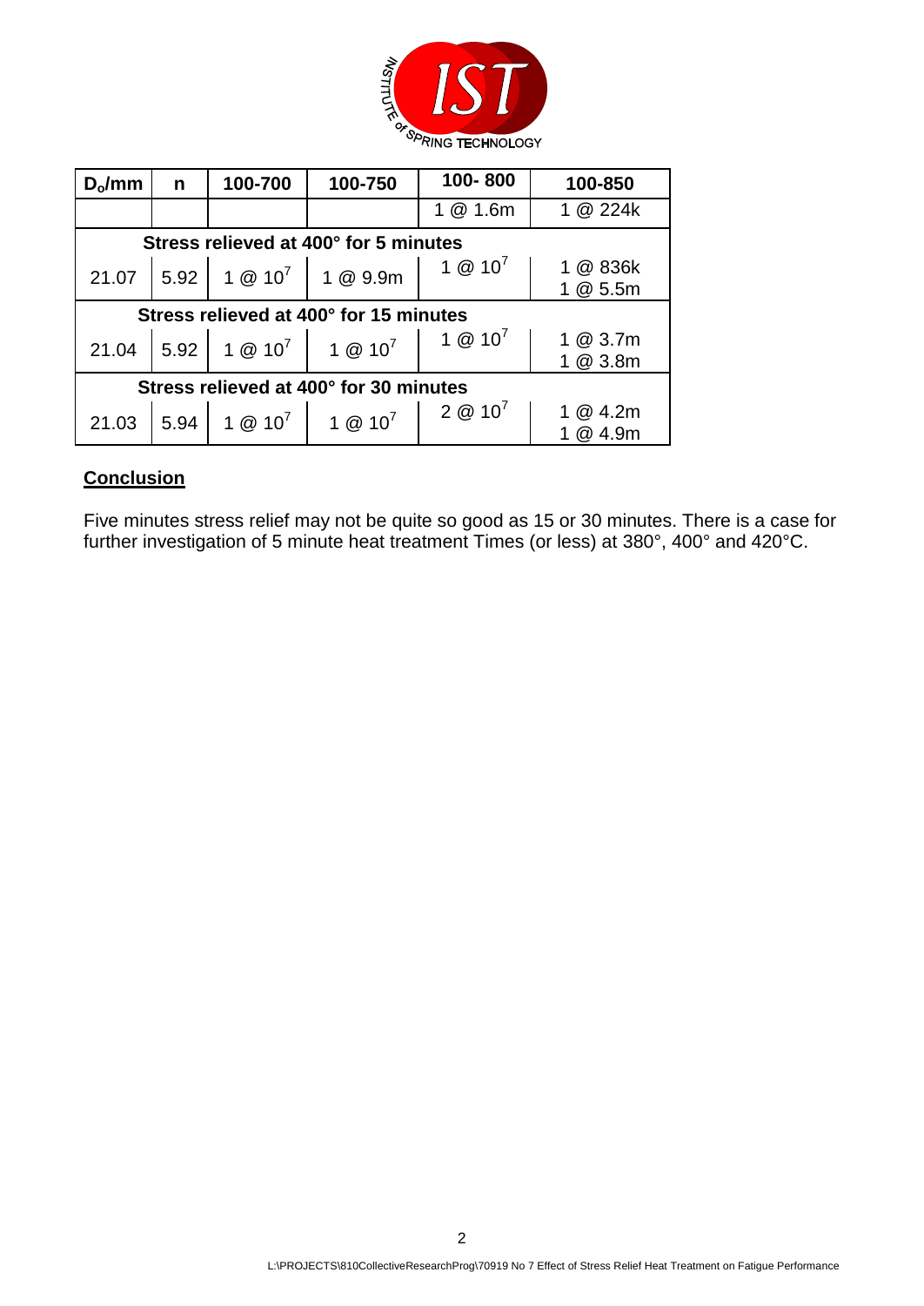| $D_o$/mm | n | 100-700 | 100-750 | 100- 800 | 100-850 |
|---|---|---|---|---|---|
| | | | | 1 @ 1.6m | 1 @ 224k |
| **Stress relieved at 400° for 5 minutes** | | | | | |
| 21.07 | 5.92 | 1 @ $10^7$ | 1 @ 9.9m | 1 @ $10^7$ | 1 @ 836k<br>1 @ 5.5m |
| **Stress relieved at 400° for 15 minutes** | | | | | |
| 21.04 | 5.92 | 1 @ $10^7$ | 1 @ $10^7$ | 1 @ $10^7$ | 1 @ 3.7m<br>1 @ 3.8m |
| **Stress relieved at 400° for 30 minutes** | | | | | |
| 21.03 | 5.94 | 1 @ $10^7$ | 1 @ $10^7$ | 2 @ $10^7$ | 1 @ 4.2m<br>1 @ 4.9m |

## Conclusion

Five minutes stress relief may not be quite so good as 15 or 30 minutes. There is a case for further investigation of 5 minute heat treatment Times (or less) at 380°, 400° and 420°C.